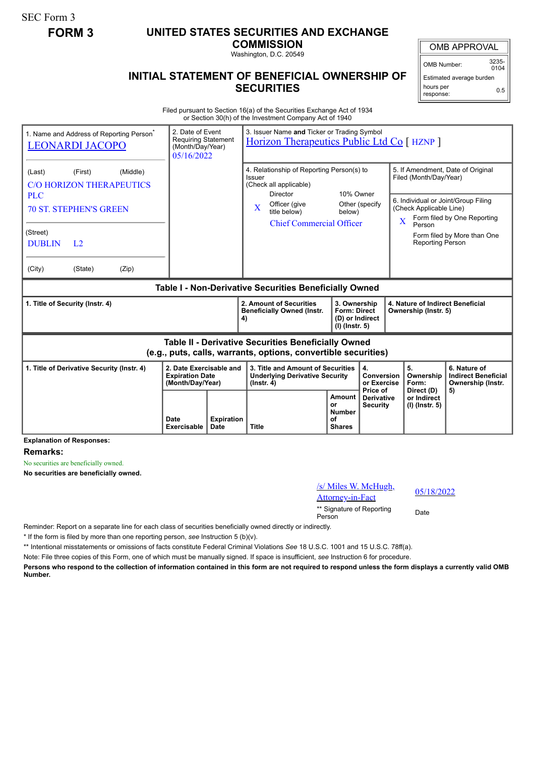SEC Form 3

**FORM 3**

# UNITED STATES SECURITIES AND EXCHANGE COMMISSION

Washington, D.C. 20549

## INITIAL STATEMENT OF BENEFICIAL OWNERSHIP OF SECURITIES

| OMB APPROVAL | |
|---|---|
| OMB Number: | 3235-0104 |
| Estimated average burden hours per response: | 0.5 |

Filed pursuant to Section 16(a) of the Securities Exchange Act of 1934 or Section 30(h) of the Investment Company Act of 1940

| 1. Name and Address of Reporting Person* | 2. Date of Event Requiring Statement (Month/Day/Year) | 3. Issuer Name **and** Ticker or Trading Symbol |
|---|---|---|
| LEONARDI JACOPO | 05/16/2022 | Horizon Therapeutics Public Ltd Co [ HZNP ] |
| (Last) (First) (Middle) C/O HORIZON THERAPEUTICS PLC 70 ST. STEPHEN'S GREEN | | 4. Relationship of Reporting Person(s) to Issuer (Check all applicable) Director; 10% Owner; X Officer (give title below); Other (specify below) — Chief Commercial Officer |
| (Street) DUBLIN L2 | | 5. If Amendment, Date of Original Filed (Month/Day/Year) |
| (City) (State) (Zip) | | 6. Individual or Joint/Group Filing (Check Applicable Line) X Form filed by One Reporting Person; Form filed by More than One Reporting Person |

**Table I - Non-Derivative Securities Beneficially Owned**

| 1. Title of Security (Instr. 4) | 2. Amount of Securities Beneficially Owned (Instr. 4) | 3. Ownership Form: Direct (D) or Indirect (I) (Instr. 5) | 4. Nature of Indirect Beneficial Ownership (Instr. 5) |
|---|---|---|---|

**Table II - Derivative Securities Beneficially Owned (e.g., puts, calls, warrants, options, convertible securities)**

| 1. Title of Derivative Security (Instr. 4) | 2. Date Exercisable and Expiration Date (Month/Day/Year) | | 3. Title and Amount of Securities Underlying Derivative Security (Instr. 4) | | 4. Conversion or Exercise Price of Derivative Security | 5. Ownership Form: Direct (D) or Indirect (I) (Instr. 5) | 6. Nature of Indirect Beneficial Ownership (Instr. 5) |
|---|---|---|---|---|---|---|---|
| | Date Exercisable | Expiration Date | Title | Amount or Number of Shares | | | |

**Explanation of Responses:**

**Remarks:**

No securities are beneficially owned.

**No securities are beneficially owned.**

/s/ Miles W. McHugh, Attorney-in-Fact — 05/18/2022

** Signature of Reporting Person — Date

Reminder: Report on a separate line for each class of securities beneficially owned directly or indirectly.

* If the form is filed by more than one reporting person, *see* Instruction 5 (b)(v).

** Intentional misstatements or omissions of facts constitute Federal Criminal Violations *See* 18 U.S.C. 1001 and 15 U.S.C. 78ff(a).

Note: File three copies of this Form, one of which must be manually signed. If space is insufficient, *see* Instruction 6 for procedure.

**Persons who respond to the collection of information contained in this form are not required to respond unless the form displays a currently valid OMB Number.**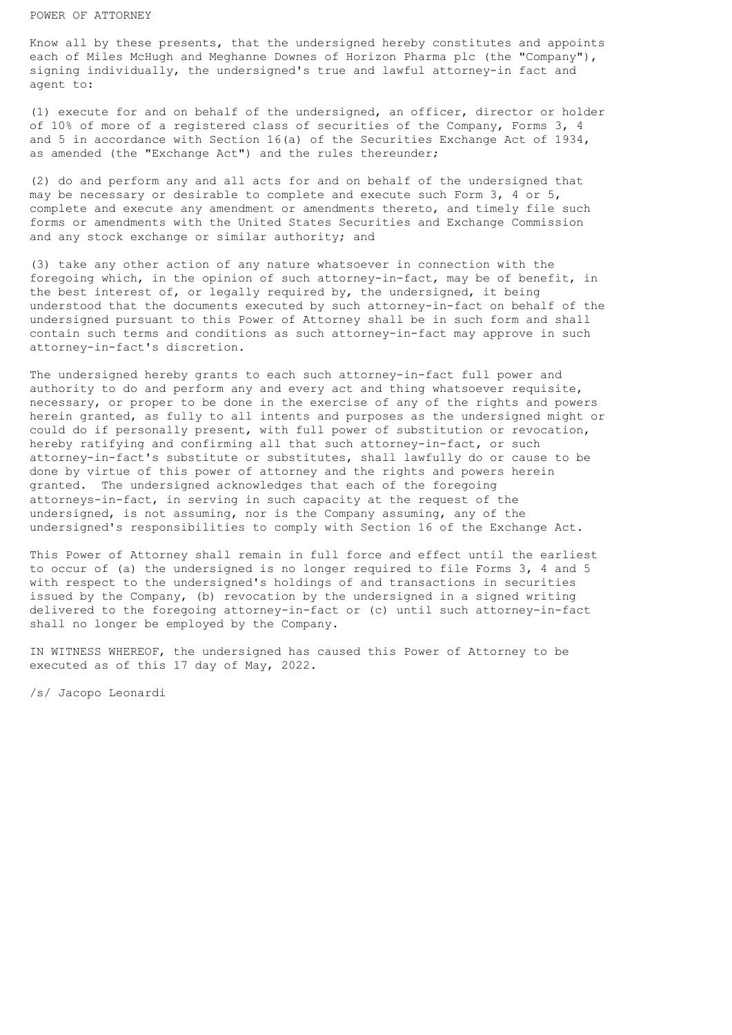POWER OF ATTORNEY

Know all by these presents, that the undersigned hereby constitutes and appoints each of Miles McHugh and Meghanne Downes of Horizon Pharma plc (the "Company"), signing individually, the undersigned's true and lawful attorney-in fact and agent to:

(1) execute for and on behalf of the undersigned, an officer, director or holder of 10% of more of a registered class of securities of the Company, Forms 3, 4 and 5 in accordance with Section 16(a) of the Securities Exchange Act of 1934, as amended (the "Exchange Act") and the rules thereunder;

(2) do and perform any and all acts for and on behalf of the undersigned that may be necessary or desirable to complete and execute such Form 3, 4 or 5, complete and execute any amendment or amendments thereto, and timely file such forms or amendments with the United States Securities and Exchange Commission and any stock exchange or similar authority; and

(3) take any other action of any nature whatsoever in connection with the foregoing which, in the opinion of such attorney-in-fact, may be of benefit, in the best interest of, or legally required by, the undersigned, it being understood that the documents executed by such attorney-in-fact on behalf of the undersigned pursuant to this Power of Attorney shall be in such form and shall contain such terms and conditions as such attorney-in-fact may approve in such attorney-in-fact's discretion.

The undersigned hereby grants to each such attorney-in-fact full power and authority to do and perform any and every act and thing whatsoever requisite, necessary, or proper to be done in the exercise of any of the rights and powers herein granted, as fully to all intents and purposes as the undersigned might or could do if personally present, with full power of substitution or revocation, hereby ratifying and confirming all that such attorney-in-fact, or such attorney-in-fact's substitute or substitutes, shall lawfully do or cause to be done by virtue of this power of attorney and the rights and powers herein granted. The undersigned acknowledges that each of the foregoing attorneys-in-fact, in serving in such capacity at the request of the undersigned, is not assuming, nor is the Company assuming, any of the undersigned's responsibilities to comply with Section 16 of the Exchange Act.

This Power of Attorney shall remain in full force and effect until the earliest to occur of (a) the undersigned is no longer required to file Forms 3, 4 and 5 with respect to the undersigned's holdings of and transactions in securities issued by the Company, (b) revocation by the undersigned in a signed writing delivered to the foregoing attorney-in-fact or (c) until such attorney-in-fact shall no longer be employed by the Company.

IN WITNESS WHEREOF, the undersigned has caused this Power of Attorney to be executed as of this 17 day of May, 2022.

/s/ Jacopo Leonardi